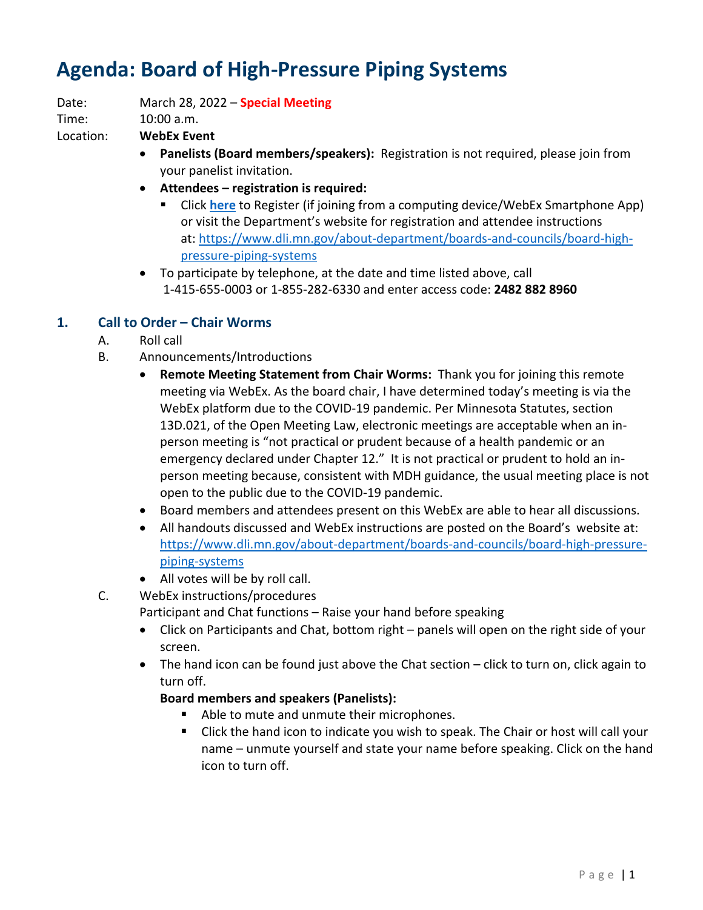# Agenda: Board of High-Pressure Piping Systems

Date: March 28, 2022 – **Special Meeting**
Time: 10:00 a.m.
Location: **WebEx Event**

- **Panelists (Board members/speakers):** Registration is not required, please join from your panelist invitation.
- **Attendees – registration is required:**
  - Click **here** to Register (if joining from a computing device/WebEx Smartphone App) or visit the Department's website for registration and attendee instructions at: https://www.dli.mn.gov/about-department/boards-and-councils/board-high-pressure-piping-systems
- To participate by telephone, at the date and time listed above, call 1-415-655-0003 or 1-855-282-6330 and enter access code: **2482 882 8960**

## 1. Call to Order – Chair Worms

A. Roll call

B. Announcements/Introductions

- **Remote Meeting Statement from Chair Worms:** Thank you for joining this remote meeting via WebEx. As the board chair, I have determined today's meeting is via the WebEx platform due to the COVID-19 pandemic. Per Minnesota Statutes, section 13D.021, of the Open Meeting Law, electronic meetings are acceptable when an in-person meeting is "not practical or prudent because of a health pandemic or an emergency declared under Chapter 12." It is not practical or prudent to hold an in-person meeting because, consistent with MDH guidance, the usual meeting place is not open to the public due to the COVID-19 pandemic.
- Board members and attendees present on this WebEx are able to hear all discussions.
- All handouts discussed and WebEx instructions are posted on the Board's website at: https://www.dli.mn.gov/about-department/boards-and-councils/board-high-pressure-piping-systems
- All votes will be by roll call.

C. WebEx instructions/procedures

Participant and Chat functions – Raise your hand before speaking

- Click on Participants and Chat, bottom right – panels will open on the right side of your screen.
- The hand icon can be found just above the Chat section – click to turn on, click again to turn off.

**Board members and speakers (Panelists):**

- Able to mute and unmute their microphones.
- Click the hand icon to indicate you wish to speak. The Chair or host will call your name – unmute yourself and state your name before speaking. Click on the hand icon to turn off.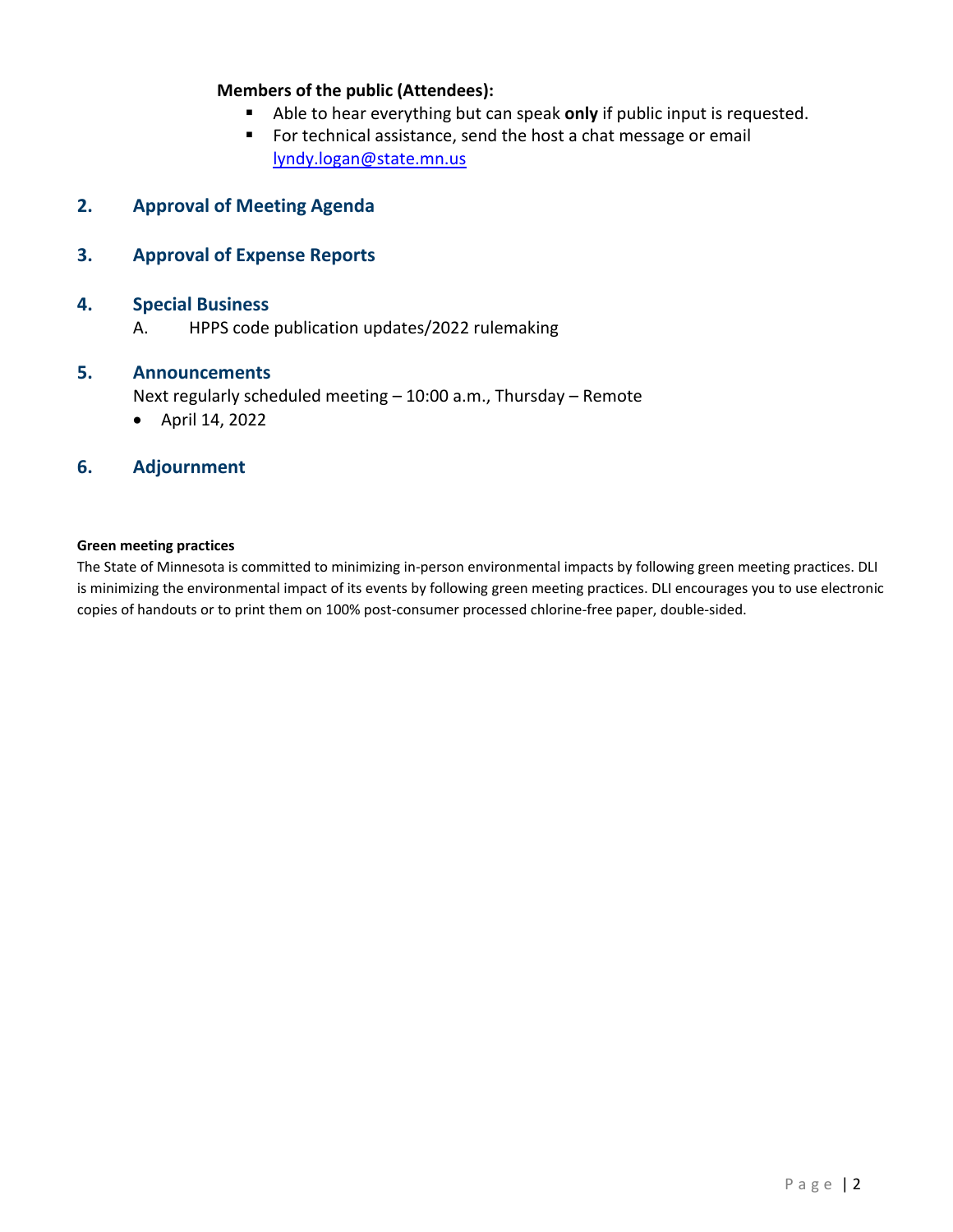**Members of the public (Attendees):**

- Able to hear everything but can speak **only** if public input is requested.
- For technical assistance, send the host a chat message or email lyndy.logan@state.mn.us

## 2. Approval of Meeting Agenda

## 3. Approval of Expense Reports

## 4. Special Business

A. HPPS code publication updates/2022 rulemaking

## 5. Announcements

Next regularly scheduled meeting – 10:00 a.m., Thursday – Remote

- April 14, 2022

## 6. Adjournment

**Green meeting practices**

The State of Minnesota is committed to minimizing in-person environmental impacts by following green meeting practices. DLI is minimizing the environmental impact of its events by following green meeting practices. DLI encourages you to use electronic copies of handouts or to print them on 100% post-consumer processed chlorine-free paper, double-sided.